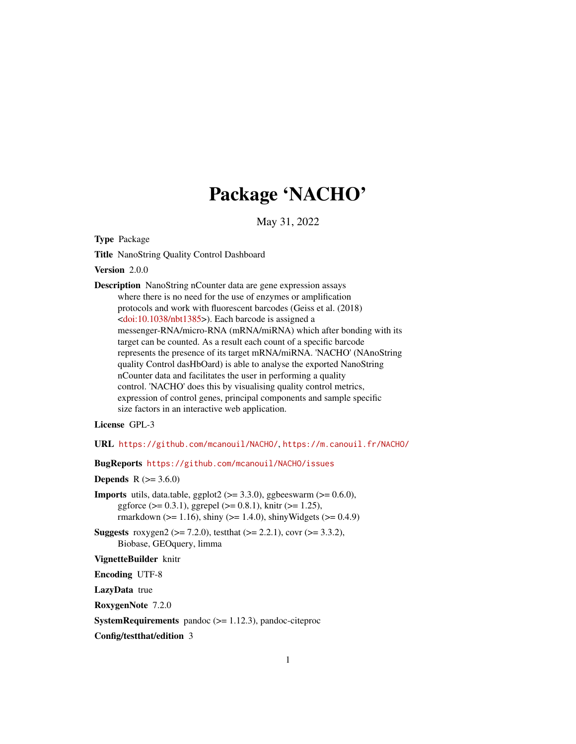# Package 'NACHO'

May 31, 2022

**Type** Package

**Title** NanoString Quality Control Dashboard

**Version** 2.0.0

**Description** NanoString nCounter data are gene expression assays where there is no need for the use of enzymes or amplification protocols and work with fluorescent barcodes (Geiss et al. (2018) <doi:10.1038/nbt1385>). Each barcode is assigned a messenger-RNA/micro-RNA (mRNA/miRNA) which after bonding with its target can be counted. As a result each count of a specific barcode represents the presence of its target mRNA/miRNA. 'NACHO' (NAnoString quality Control dasHbOard) is able to analyse the exported NanoString nCounter data and facilitates the user in performing a quality control. 'NACHO' does this by visualising quality control metrics, expression of control genes, principal components and sample specific size factors in an interactive web application.

**License** GPL-3

**URL** https://github.com/mcanouil/NACHO/, https://m.canouil.fr/NACHO/

**BugReports** https://github.com/mcanouil/NACHO/issues

**Depends** R (>= 3.6.0)

**Imports** utils, data.table, ggplot2 (>= 3.3.0), ggbeeswarm (>= 0.6.0), ggforce (>= 0.3.1), ggrepel (>= 0.8.1), knitr (>= 1.25), rmarkdown (>= 1.16), shiny (>= 1.4.0), shinyWidgets (>= 0.4.9)

**Suggests** roxygen2 (>= 7.2.0), testthat (>= 2.2.1), covr (>= 3.3.2), Biobase, GEOquery, limma

**VignetteBuilder** knitr

**Encoding** UTF-8

**LazyData** true

**RoxygenNote** 7.2.0

**SystemRequirements** pandoc (>= 1.12.3), pandoc-citeproc

**Config/testthat/edition** 3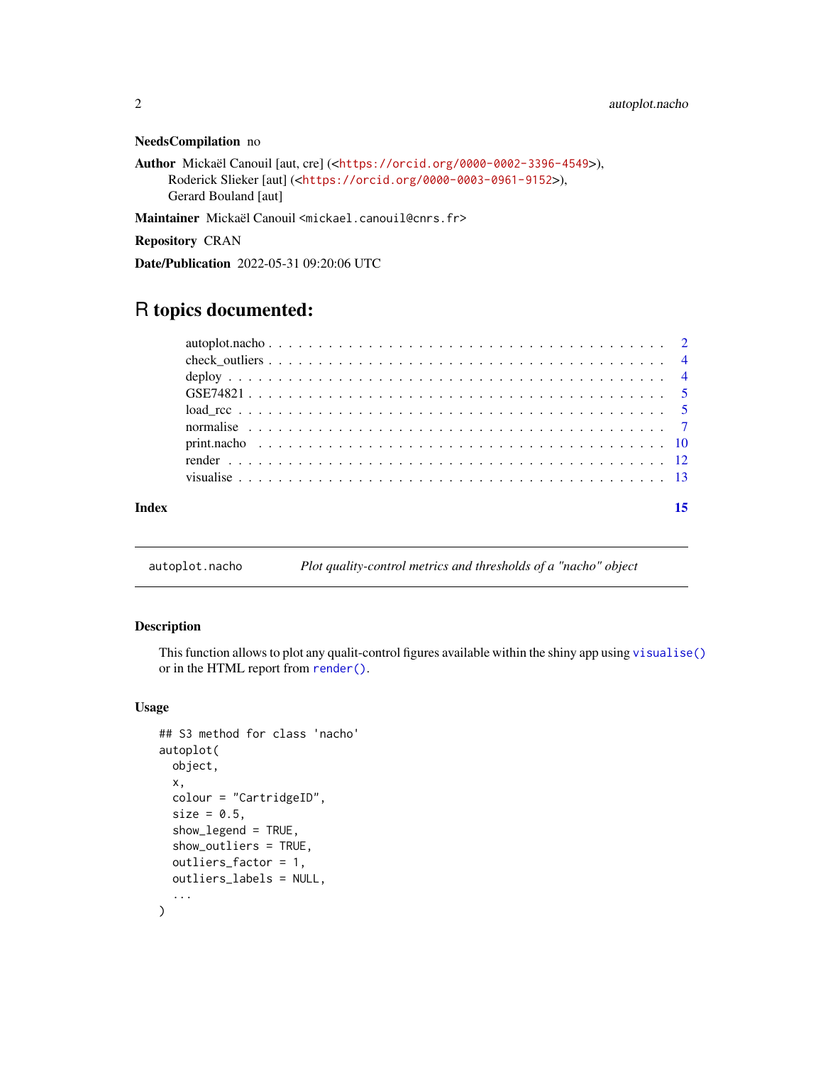**NeedsCompilation** no

**Author** Mickaël Canouil [aut, cre] (<https://orcid.org/0000-0002-3396-4549>), Roderick Slieker [aut] (<https://orcid.org/0000-0003-0961-9152>), Gerard Bouland [aut]

**Maintainer** Mickaël Canouil <mickael.canouil@cnrs.fr>

**Repository** CRAN

**Date/Publication** 2022-05-31 09:20:06 UTC

# R topics documented:

- autoplot.nacho . . . 2
- check_outliers . . . 4
- deploy . . . 4
- GSE74821 . . . 5
- load_rcc . . . 5
- normalise . . . 7
- print.nacho . . . 10
- render . . . 12
- visualise . . . 13

**Index** **15**

---

`autoplot.nacho` *Plot quality-control metrics and thresholds of a "nacho" object*

---

### Description

This function allows to plot any qualit-control figures available within the shiny app using `visualise()` or in the HTML report from `render()`.

### Usage

```
## S3 method for class 'nacho'
autoplot(
  object,
  x,
  colour = "CartridgeID",
  size = 0.5,
  show_legend = TRUE,
  show_outliers = TRUE,
  outliers_factor = 1,
  outliers_labels = NULL,
  ...
)
```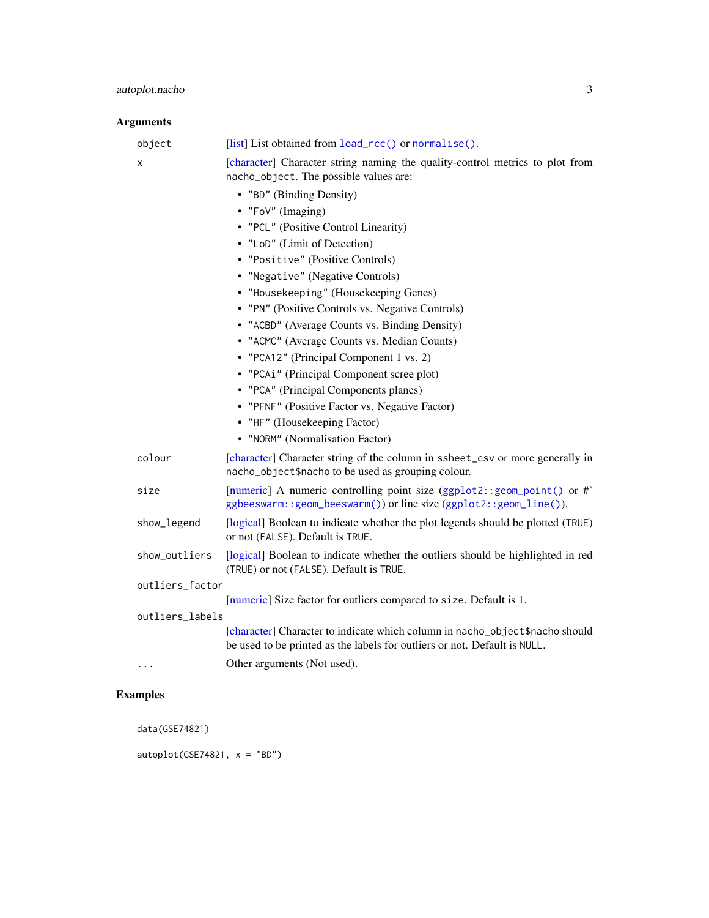## Arguments

- **object**: [list] List obtained from `load_rcc()` or `normalise()`.
- **x**: [character] Character string naming the quality-control metrics to plot from `nacho_object`. The possible values are:
  - `"BD"` (Binding Density)
  - `"FoV"` (Imaging)
  - `"PCL"` (Positive Control Linearity)
  - `"LoD"` (Limit of Detection)
  - `"Positive"` (Positive Controls)
  - `"Negative"` (Negative Controls)
  - `"Housekeeping"` (Housekeeping Genes)
  - `"PN"` (Positive Controls vs. Negative Controls)
  - `"ACBD"` (Average Counts vs. Binding Density)
  - `"ACMC"` (Average Counts vs. Median Counts)
  - `"PCA12"` (Principal Component 1 vs. 2)
  - `"PCAi"` (Principal Component scree plot)
  - `"PCA"` (Principal Components planes)
  - `"PFNF"` (Positive Factor vs. Negative Factor)
  - `"HF"` (Housekeeping Factor)
  - `"NORM"` (Normalisation Factor)
- **colour**: [character] Character string of the column in `ssheet_csv` or more generally in `nacho_object$nacho` to be used as grouping colour.
- **size**: [numeric] A numeric controlling point size (`ggplot2::geom_point()` or #' `ggbeeswarm::geom_beeswarm()`) or line size (`ggplot2::geom_line()`).
- **show_legend**: [logical] Boolean to indicate whether the plot legends should be plotted (`TRUE`) or not (`FALSE`). Default is `TRUE`.
- **show_outliers**: [logical] Boolean to indicate whether the outliers should be highlighted in red (`TRUE`) or not (`FALSE`). Default is `TRUE`.
- **outliers_factor**: [numeric] Size factor for outliers compared to `size`. Default is `1`.
- **outliers_labels**: [character] Character to indicate which column in `nacho_object$nacho` should be used to be printed as the labels for outliers or not. Default is `NULL`.
- **...**: Other arguments (Not used).

## Examples

```
data(GSE74821)

autoplot(GSE74821, x = "BD")
```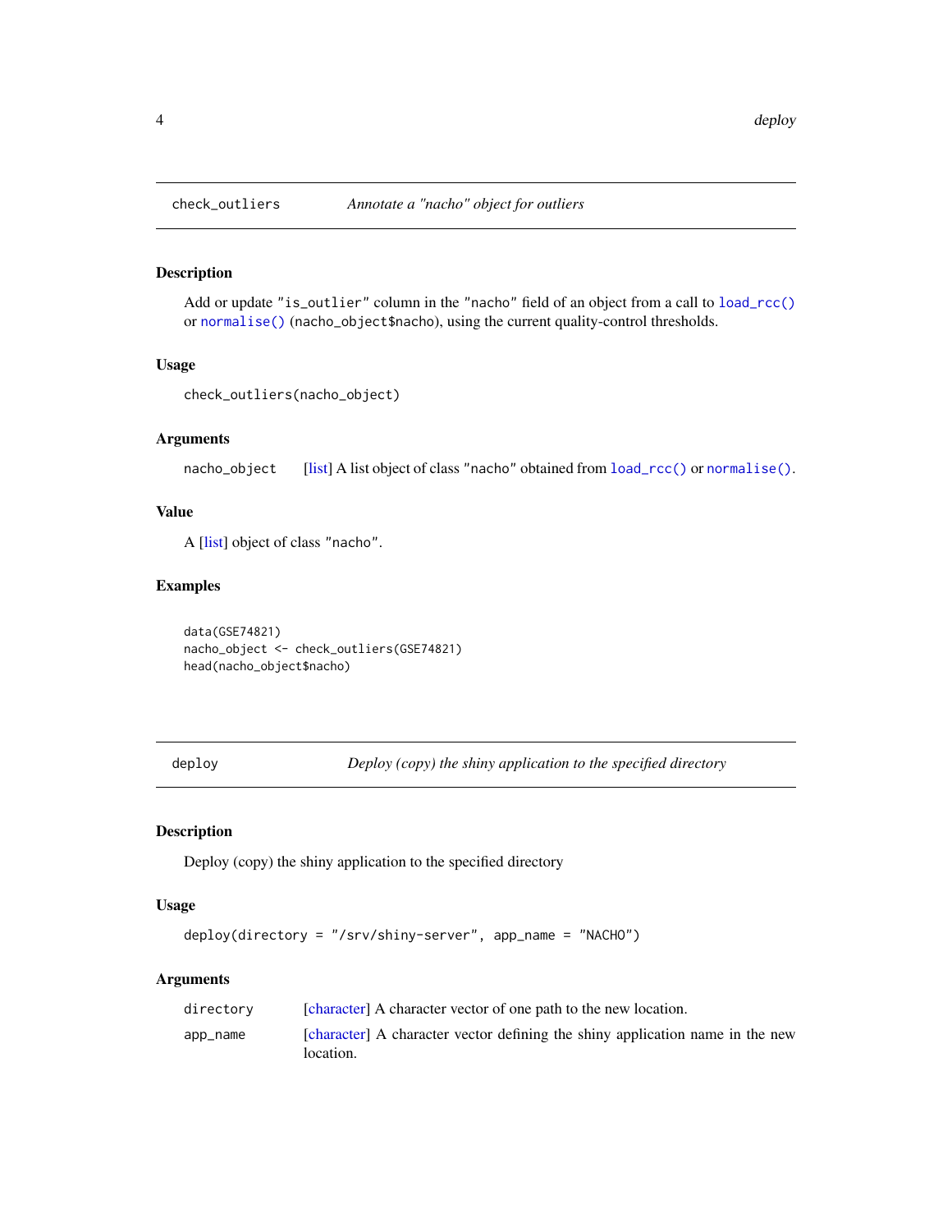## check_outliers — *Annotate a "nacho" object for outliers*

### Description

Add or update `"is_outlier"` column in the `"nacho"` field of an object from a call to `load_rcc()` or `normalise()` (`nacho_object$nacho`), using the current quality-control thresholds.

### Usage

```
check_outliers(nacho_object)
```

### Arguments

| | |
|---|---|
| `nacho_object` | [list] A list object of class `"nacho"` obtained from `load_rcc()` or `normalise()`. |

### Value

A [list] object of class `"nacho"`.

### Examples

```
data(GSE74821)
nacho_object <- check_outliers(GSE74821)
head(nacho_object$nacho)
```

## deploy — *Deploy (copy) the shiny application to the specified directory*

### Description

Deploy (copy) the shiny application to the specified directory

### Usage

```
deploy(directory = "/srv/shiny-server", app_name = "NACHO")
```

### Arguments

| | |
|---|---|
| `directory` | [character] A character vector of one path to the new location. |
| `app_name` | [character] A character vector defining the shiny application name in the new location. |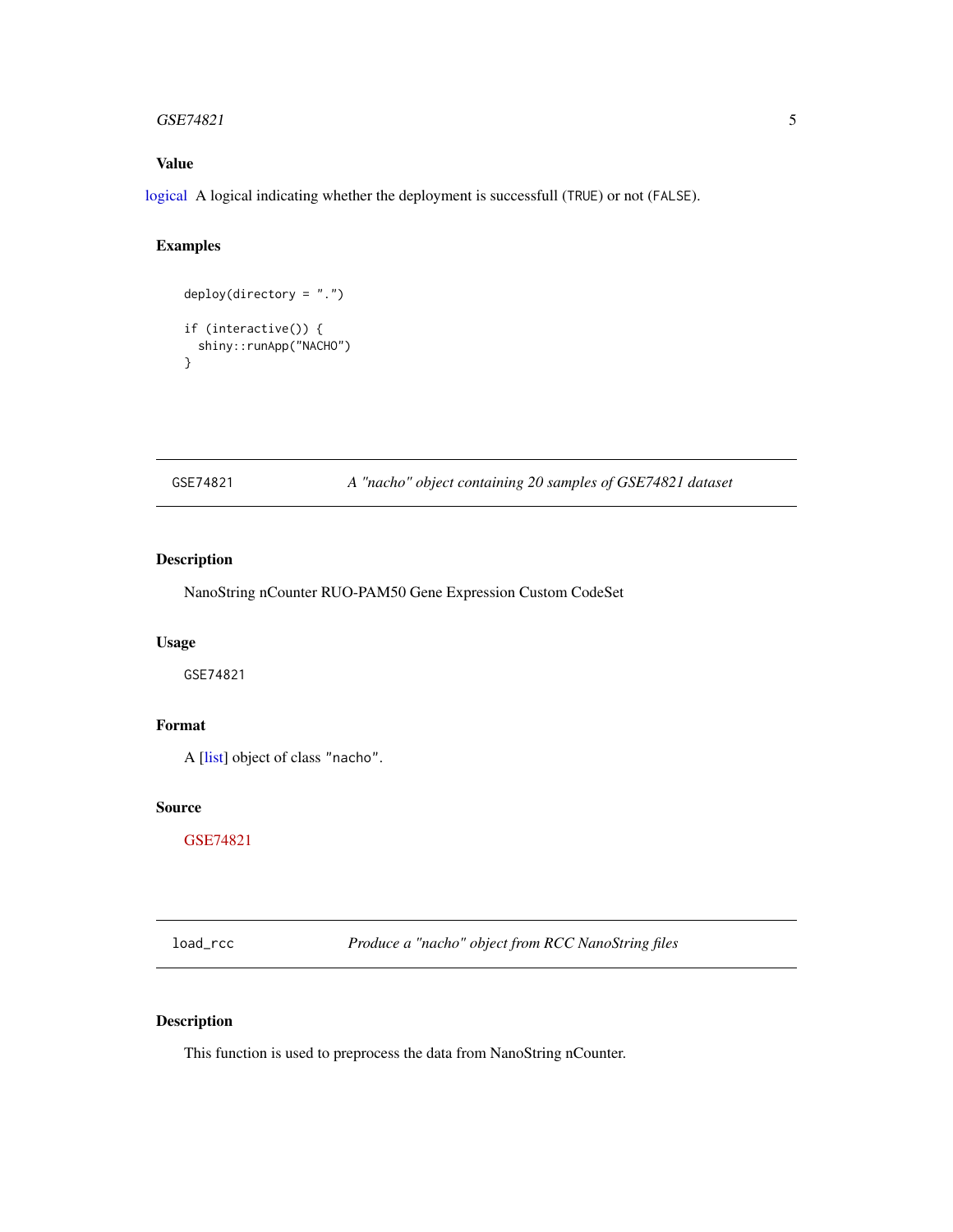### Value

logical A logical indicating whether the deployment is successfull (TRUE) or not (FALSE).

### Examples

```
deploy(directory = ".")

if (interactive()) {
  shiny::runApp("NACHO")
}
```

## GSE74821 — *A "nacho" object containing 20 samples of GSE74821 dataset*

### Description

NanoString nCounter RUO-PAM50 Gene Expression Custom CodeSet

### Usage

```
GSE74821
```

### Format

A [list] object of class "nacho".

### Source

GSE74821

## load_rcc — *Produce a "nacho" object from RCC NanoString files*

### Description

This function is used to preprocess the data from NanoString nCounter.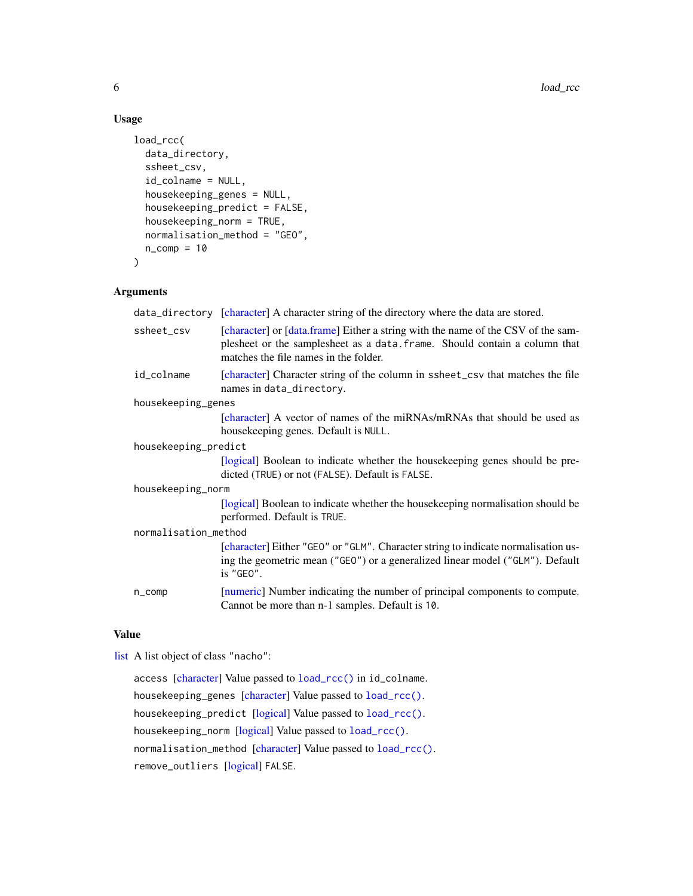## Usage

```
load_rcc(
  data_directory,
  ssheet_csv,
  id_colname = NULL,
  housekeeping_genes = NULL,
  housekeeping_predict = FALSE,
  housekeeping_norm = TRUE,
  normalisation_method = "GEO",
  n_comp = 10
)
```

## Arguments

`data_directory` [character] A character string of the directory where the data are stored.

`ssheet_csv` [character] or [data.frame] Either a string with the name of the CSV of the samplesheet or the samplesheet as a `data.frame`. Should contain a column that matches the file names in the folder.

`id_colname` [character] Character string of the column in `ssheet_csv` that matches the file names in `data_directory`.

`housekeeping_genes` [character] A vector of names of the miRNAs/mRNAs that should be used as housekeeping genes. Default is `NULL`.

`housekeeping_predict` [logical] Boolean to indicate whether the housekeeping genes should be predicted (`TRUE`) or not (`FALSE`). Default is `FALSE`.

`housekeeping_norm` [logical] Boolean to indicate whether the housekeeping normalisation should be performed. Default is `TRUE`.

`normalisation_method` [character] Either `"GEO"` or `"GLM"`. Character string to indicate normalisation using the geometric mean (`"GEO"`) or a generalized linear model (`"GLM"`). Default is `"GEO"`.

`n_comp` [numeric] Number indicating the number of principal components to compute. Cannot be more than n-1 samples. Default is `10`.

## Value

list A list object of class `"nacho"`:

- `access` [character] Value passed to `load_rcc()` in id_colname.
- `housekeeping_genes` [character] Value passed to `load_rcc()`.
- `housekeeping_predict` [logical] Value passed to `load_rcc()`.
- `housekeeping_norm` [logical] Value passed to `load_rcc()`.
- `normalisation_method` [character] Value passed to `load_rcc()`.
- `remove_outliers` [logical] `FALSE`.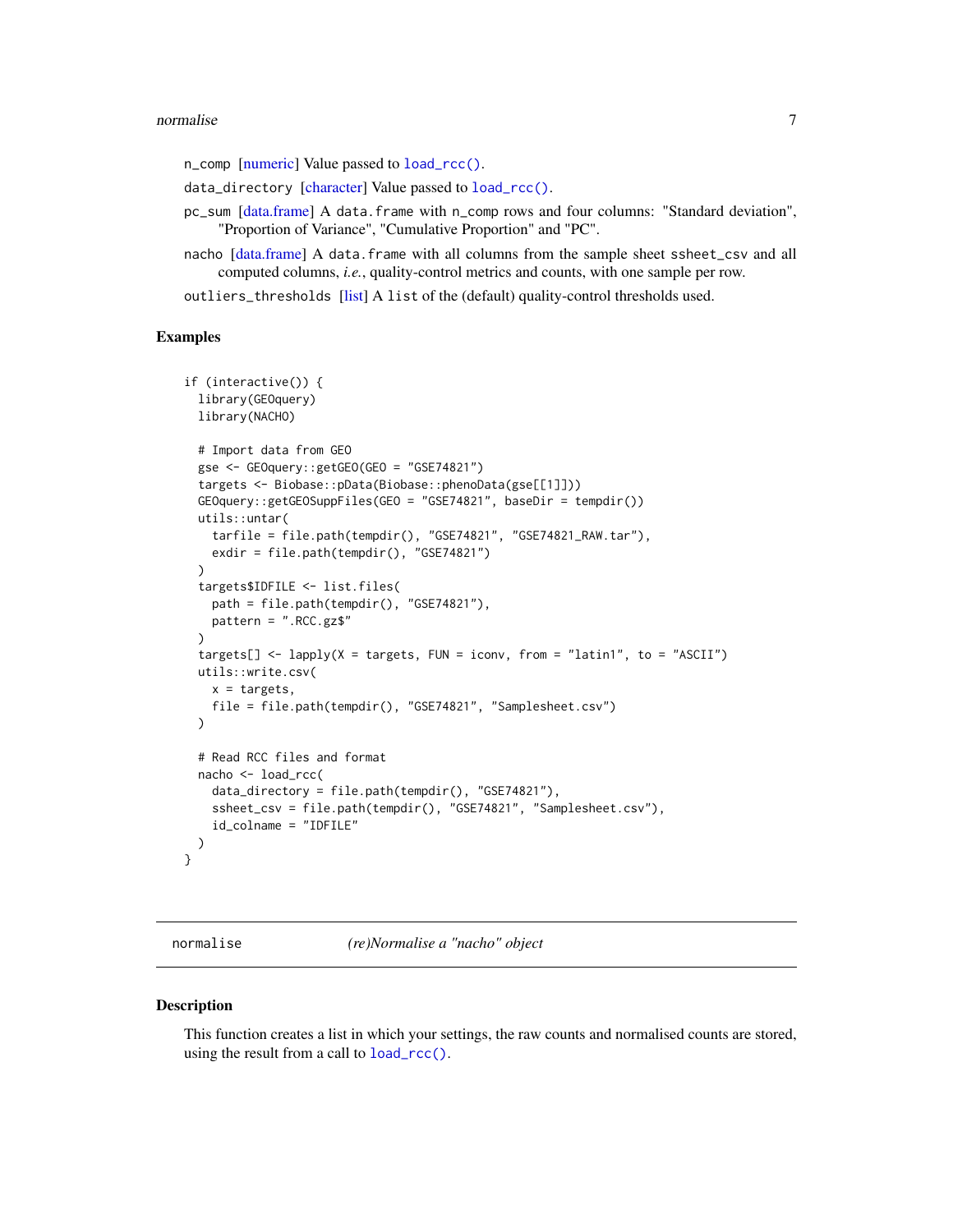n_comp [numeric] Value passed to `load_rcc()`.

data_directory [character] Value passed to `load_rcc()`.

pc_sum [data.frame] A `data.frame` with `n_comp` rows and four columns: "Standard deviation", "Proportion of Variance", "Cumulative Proportion" and "PC".

nacho [data.frame] A `data.frame` with all columns from the sample sheet `ssheet_csv` and all computed columns, *i.e.*, quality-control metrics and counts, with one sample per row.

outliers_thresholds [list] A `list` of the (default) quality-control thresholds used.

### Examples

```
if (interactive()) {
  library(GEOquery)
  library(NACHO)

  # Import data from GEO
  gse <- GEOquery::getGEO(GEO = "GSE74821")
  targets <- Biobase::pData(Biobase::phenoData(gse[[1]]))
  GEOquery::getGEOSuppFiles(GEO = "GSE74821", baseDir = tempdir())
  utils::untar(
    tarfile = file.path(tempdir(), "GSE74821", "GSE74821_RAW.tar"),
    exdir = file.path(tempdir(), "GSE74821")
  )
  targets$IDFILE <- list.files(
    path = file.path(tempdir(), "GSE74821"),
    pattern = ".RCC.gz$"
  )
  targets[] <- lapply(X = targets, FUN = iconv, from = "latin1", to = "ASCII")
  utils::write.csv(
    x = targets,
    file = file.path(tempdir(), "GSE74821", "Samplesheet.csv")
  )

  # Read RCC files and format
  nacho <- load_rcc(
    data_directory = file.path(tempdir(), "GSE74821"),
    ssheet_csv = file.path(tempdir(), "GSE74821", "Samplesheet.csv"),
    id_colname = "IDFILE"
  )
}
```

---

## normalise *(re)Normalise a "nacho" object*

### Description

This function creates a list in which your settings, the raw counts and normalised counts are stored, using the result from a call to `load_rcc()`.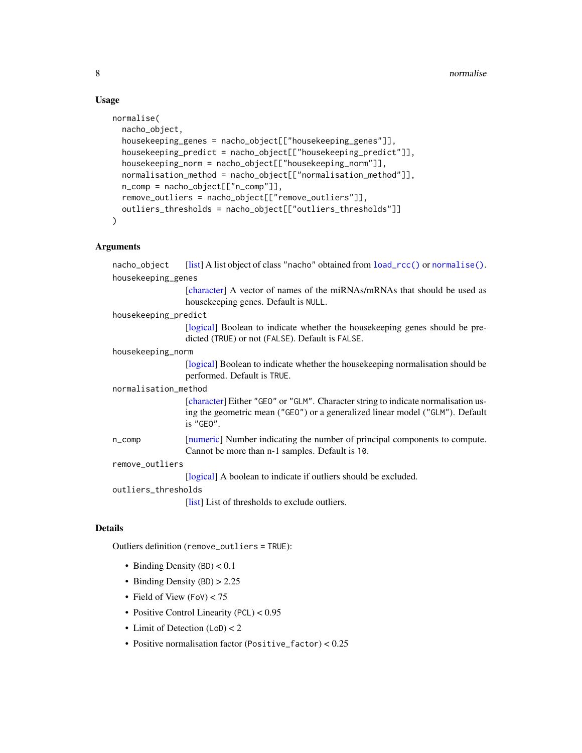### Usage

```
normalise(
  nacho_object,
  housekeeping_genes = nacho_object[["housekeeping_genes"]],
  housekeeping_predict = nacho_object[["housekeeping_predict"]],
  housekeeping_norm = nacho_object[["housekeeping_norm"]],
  normalisation_method = nacho_object[["normalisation_method"]],
  n_comp = nacho_object[["n_comp"]],
  remove_outliers = nacho_object[["remove_outliers"]],
  outliers_thresholds = nacho_object[["outliers_thresholds"]]
)
```

### Arguments

- `nacho_object` — [list] A list object of class "nacho" obtained from `load_rcc()` or `normalise()`.
- `housekeeping_genes` — [character] A vector of names of the miRNAs/mRNAs that should be used as housekeeping genes. Default is `NULL`.
- `housekeeping_predict` — [logical] Boolean to indicate whether the housekeeping genes should be predicted (`TRUE`) or not (`FALSE`). Default is `FALSE`.
- `housekeeping_norm` — [logical] Boolean to indicate whether the housekeeping normalisation should be performed. Default is `TRUE`.
- `normalisation_method` — [character] Either "GEO" or "GLM". Character string to indicate normalisation using the geometric mean ("GEO") or a generalized linear model ("GLM"). Default is "GEO".
- `n_comp` — [numeric] Number indicating the number of principal components to compute. Cannot be more than n-1 samples. Default is `10`.
- `remove_outliers` — [logical] A boolean to indicate if outliers should be excluded.
- `outliers_thresholds` — [list] List of thresholds to exclude outliers.

### Details

Outliers definition (`remove_outliers = TRUE`):

- Binding Density (`BD`) < 0.1
- Binding Density (`BD`) > 2.25
- Field of View (`FoV`) < 75
- Positive Control Linearity (`PCL`) < 0.95
- Limit of Detection (`LoD`) < 2
- Positive normalisation factor (`Positive_factor`) < 0.25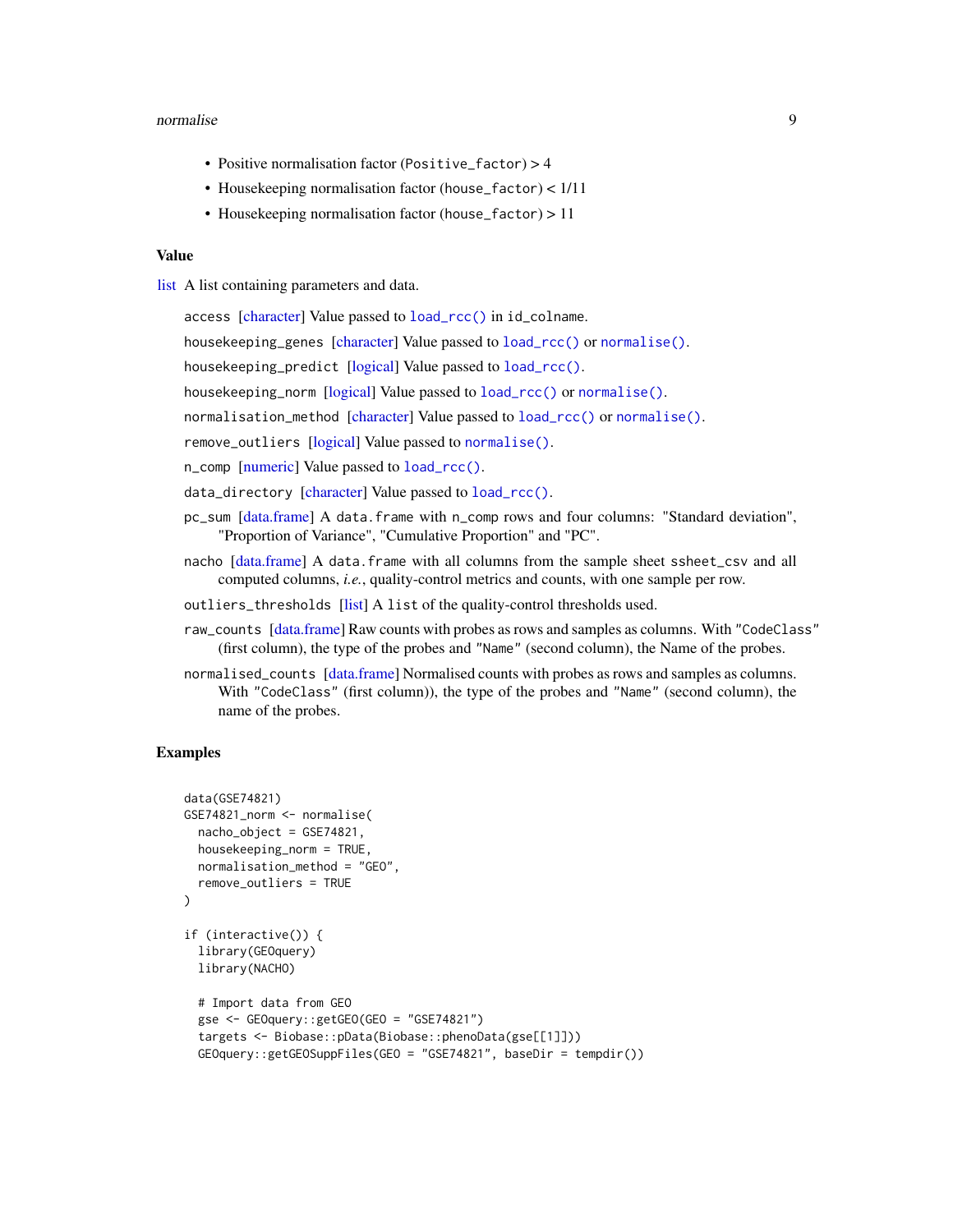- Positive normalisation factor (Positive_factor) > 4
- Housekeeping normalisation factor (house_factor) < 1/11
- Housekeeping normalisation factor (house_factor) > 11

### Value

list A list containing parameters and data.

access [character] Value passed to load_rcc() in id_colname.

housekeeping_genes [character] Value passed to load_rcc() or normalise().

housekeeping_predict [logical] Value passed to load_rcc().

housekeeping_norm [logical] Value passed to load_rcc() or normalise().

normalisation_method [character] Value passed to load_rcc() or normalise().

remove_outliers [logical] Value passed to normalise().

n_comp [numeric] Value passed to load_rcc().

data_directory [character] Value passed to load_rcc().

pc_sum [data.frame] A data.frame with n_comp rows and four columns: "Standard deviation", "Proportion of Variance", "Cumulative Proportion" and "PC".

nacho [data.frame] A data.frame with all columns from the sample sheet ssheet_csv and all computed columns, *i.e.*, quality-control metrics and counts, with one sample per row.

outliers_thresholds [list] A list of the quality-control thresholds used.

raw_counts [data.frame] Raw counts with probes as rows and samples as columns. With "CodeClass" (first column), the type of the probes and "Name" (second column), the Name of the probes.

normalised_counts [data.frame] Normalised counts with probes as rows and samples as columns. With "CodeClass" (first column)), the type of the probes and "Name" (second column), the name of the probes.

### Examples

```
data(GSE74821)
GSE74821_norm <- normalise(
  nacho_object = GSE74821,
  housekeeping_norm = TRUE,
  normalisation_method = "GEO",
  remove_outliers = TRUE
)

if (interactive()) {
  library(GEOquery)
  library(NACHO)

  # Import data from GEO
  gse <- GEOquery::getGEO(GEO = "GSE74821")
  targets <- Biobase::pData(Biobase::phenoData(gse[[1]]))
  GEOquery::getGEOSuppFiles(GEO = "GSE74821", baseDir = tempdir())
```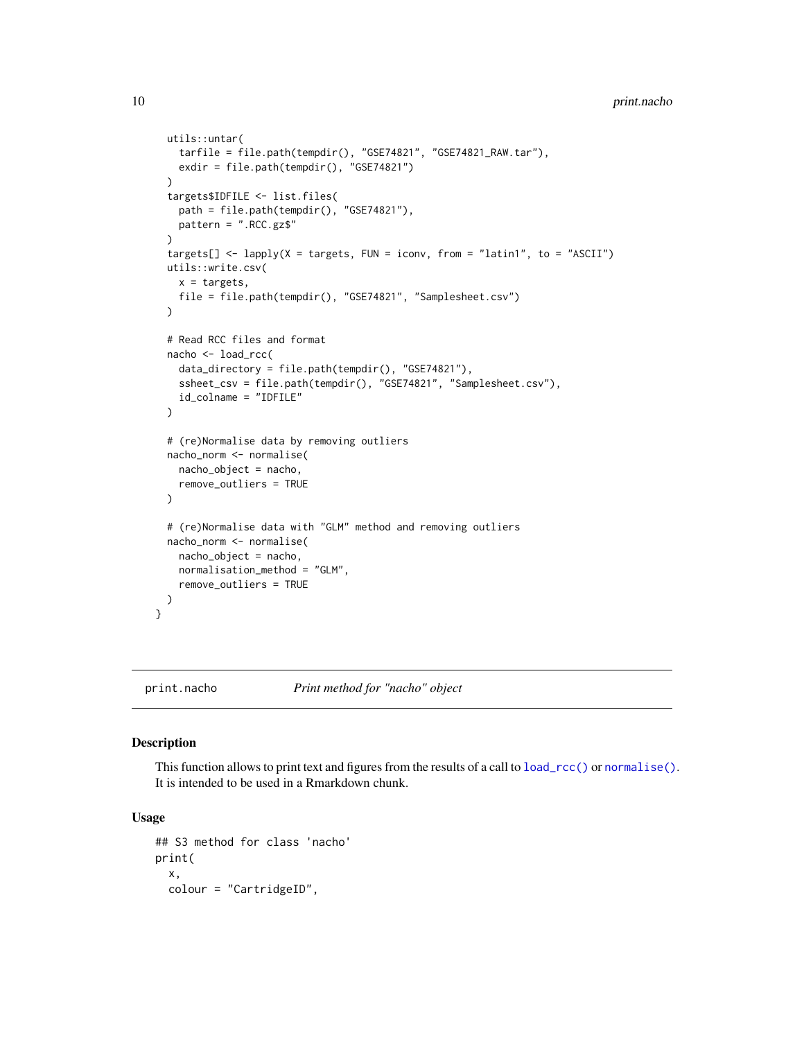```
  utils::untar(
    tarfile = file.path(tempdir(), "GSE74821", "GSE74821_RAW.tar"),
    exdir = file.path(tempdir(), "GSE74821")
  )
  targets$IDFILE <- list.files(
    path = file.path(tempdir(), "GSE74821"),
    pattern = ".RCC.gz$"
  )
  targets[] <- lapply(X = targets, FUN = iconv, from = "latin1", to = "ASCII")
  utils::write.csv(
    x = targets,
    file = file.path(tempdir(), "GSE74821", "Samplesheet.csv")
  )

  # Read RCC files and format
  nacho <- load_rcc(
    data_directory = file.path(tempdir(), "GSE74821"),
    ssheet_csv = file.path(tempdir(), "GSE74821", "Samplesheet.csv"),
    id_colname = "IDFILE"
  )

  # (re)Normalise data by removing outliers
  nacho_norm <- normalise(
    nacho_object = nacho,
    remove_outliers = TRUE
  )

  # (re)Normalise data with "GLM" method and removing outliers
  nacho_norm <- normalise(
    nacho_object = nacho,
    normalisation_method = "GLM",
    remove_outliers = TRUE
  )
}
```

## print.nacho *Print method for "nacho" object*

### Description

This function allows to print text and figures from the results of a call to `load_rcc()` or `normalise()`. It is intended to be used in a Rmarkdown chunk.

### Usage

```
## S3 method for class 'nacho'
print(
  x,
  colour = "CartridgeID",
```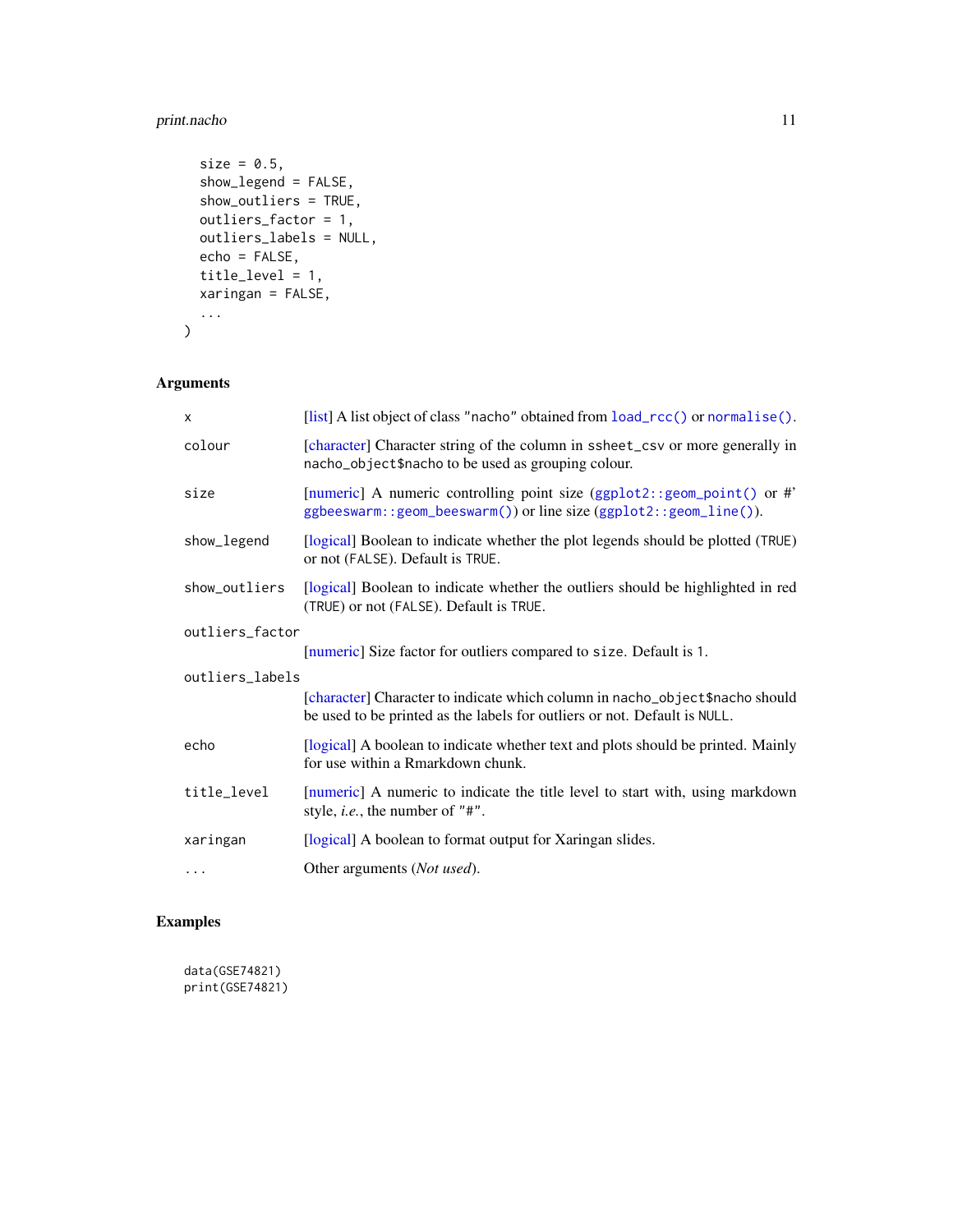```
  size = 0.5,
  show_legend = FALSE,
  show_outliers = TRUE,
  outliers_factor = 1,
  outliers_labels = NULL,
  echo = FALSE,
  title_level = 1,
  xaringan = FALSE,
  ...
)
```

## Arguments

| | |
|---|---|
| x | [list] A list object of class "nacho" obtained from `load_rcc()` or `normalise()`. |
| colour | [character] Character string of the column in `ssheet_csv` or more generally in `nacho_object$nacho` to be used as grouping colour. |
| size | [numeric] A numeric controlling point size (`ggplot2::geom_point()` or #' `ggbeeswarm::geom_beeswarm()`) or line size (`ggplot2::geom_line()`). |
| show_legend | [logical] Boolean to indicate whether the plot legends should be plotted (`TRUE`) or not (`FALSE`). Default is `TRUE`. |
| show_outliers | [logical] Boolean to indicate whether the outliers should be highlighted in red (`TRUE`) or not (`FALSE`). Default is `TRUE`. |
| outliers_factor | [numeric] Size factor for outliers compared to `size`. Default is `1`. |
| outliers_labels | [character] Character to indicate which column in `nacho_object$nacho` should be used to be printed as the labels for outliers or not. Default is `NULL`. |
| echo | [logical] A boolean to indicate whether text and plots should be printed. Mainly for use within a Rmarkdown chunk. |
| title_level | [numeric] A numeric to indicate the title level to start with, using markdown style, *i.e.*, the number of "#". |
| xaringan | [logical] A boolean to format output for Xaringan slides. |
| ... | Other arguments (*Not used*). |

## Examples

```
data(GSE74821)
print(GSE74821)
```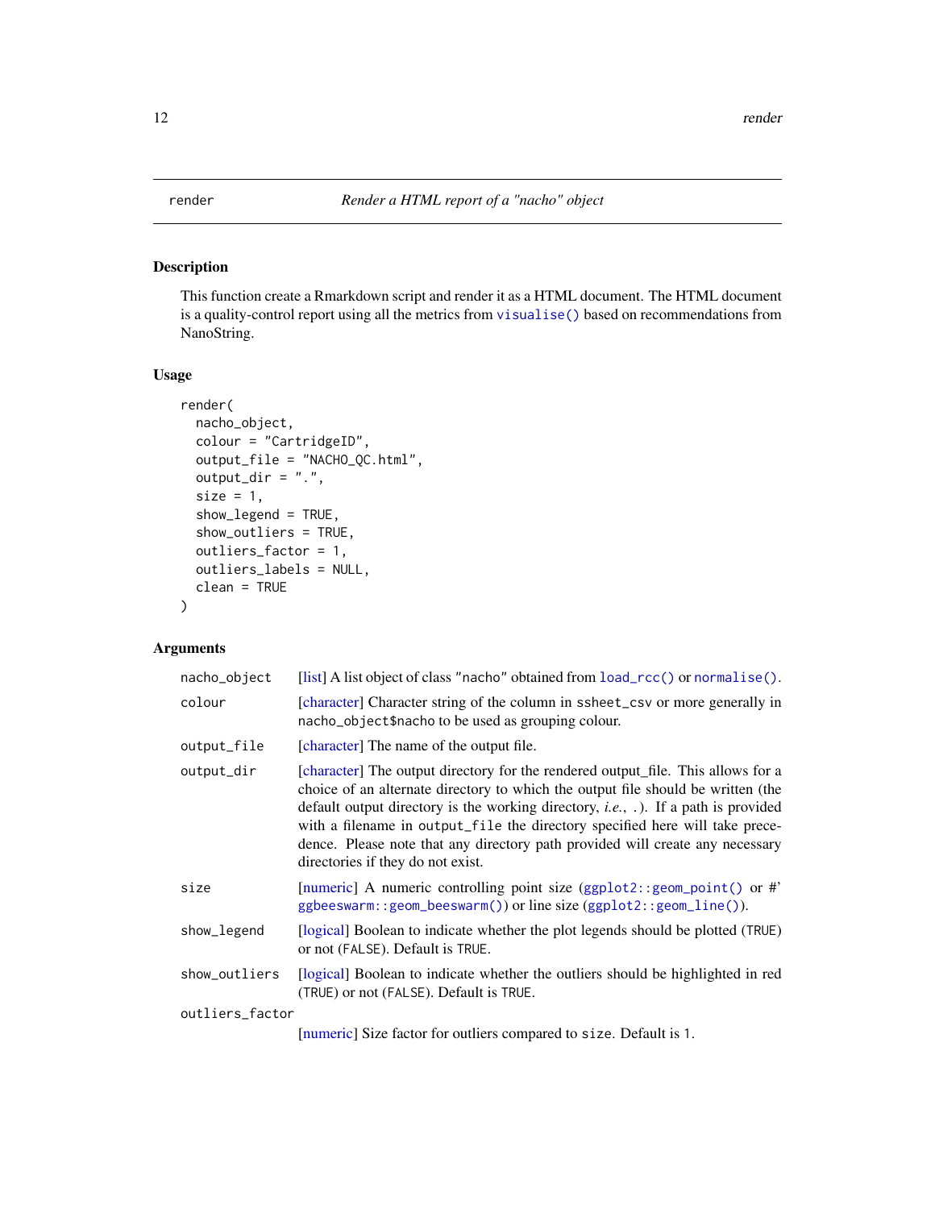## render

*Render a HTML report of a "nacho" object*

### Description

This function create a Rmarkdown script and render it as a HTML document. The HTML document is a quality-control report using all the metrics from `visualise()` based on recommendations from NanoString.

### Usage

```
render(
  nacho_object,
  colour = "CartridgeID",
  output_file = "NACHO_QC.html",
  output_dir = ".",
  size = 1,
  show_legend = TRUE,
  show_outliers = TRUE,
  outliers_factor = 1,
  outliers_labels = NULL,
  clean = TRUE
)
```

### Arguments

| | |
|---|---|
| `nacho_object` | [list] A list object of class "nacho" obtained from `load_rcc()` or `normalise()`. |
| `colour` | [character] Character string of the column in `ssheet_csv` or more generally in `nacho_object$nacho` to be used as grouping colour. |
| `output_file` | [character] The name of the output file. |
| `output_dir` | [character] The output directory for the rendered output_file. This allows for a choice of an alternate directory to which the output file should be written (the default output directory is the working directory, *i.e.*, `.`). If a path is provided with a filename in `output_file` the directory specified here will take precedence. Please note that any directory path provided will create any necessary directories if they do not exist. |
| `size` | [numeric] A numeric controlling point size (`ggplot2::geom_point()` or #' `ggbeeswarm::geom_beeswarm()`) or line size (`ggplot2::geom_line()`). |
| `show_legend` | [logical] Boolean to indicate whether the plot legends should be plotted (`TRUE`) or not (`FALSE`). Default is `TRUE`. |
| `show_outliers` | [logical] Boolean to indicate whether the outliers should be highlighted in red (`TRUE`) or not (`FALSE`). Default is `TRUE`. |
| `outliers_factor` | [numeric] Size factor for outliers compared to `size`. Default is `1`. |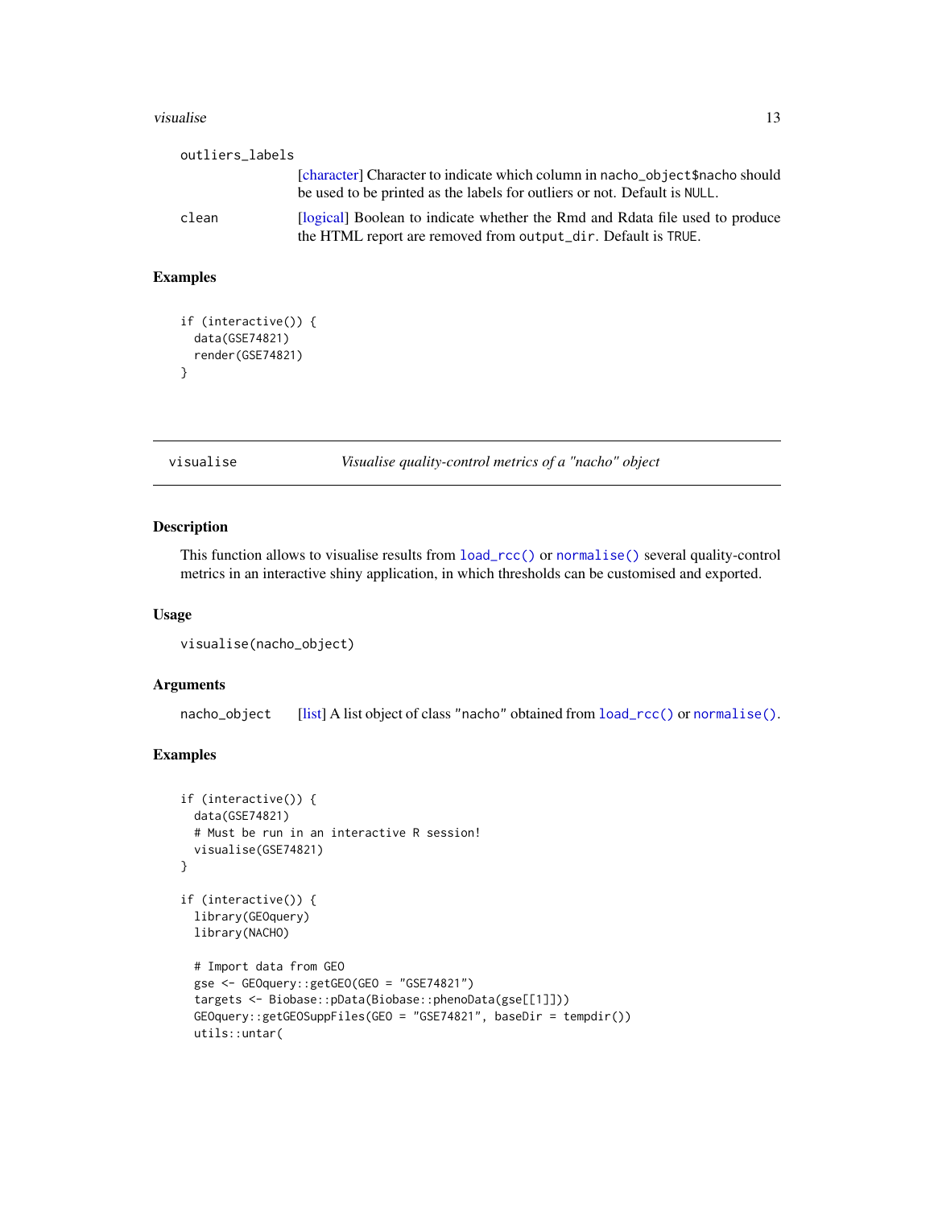outliers_labels
: [character] Character to indicate which column in `nacho_object$nacho` should be used to be printed as the labels for outliers or not. Default is `NULL`.

clean
: [logical] Boolean to indicate whether the Rmd and Rdata file used to produce the HTML report are removed from `output_dir`. Default is `TRUE`.

### Examples

```
if (interactive()) {
  data(GSE74821)
  render(GSE74821)
}
```

---

## visualise — *Visualise quality-control metrics of a "nacho" object*

### Description

This function allows to visualise results from `load_rcc()` or `normalise()` several quality-control metrics in an interactive shiny application, in which thresholds can be customised and exported.

### Usage

```
visualise(nacho_object)
```

### Arguments

nacho_object
: [list] A list object of class "nacho" obtained from `load_rcc()` or `normalise()`.

### Examples

```
if (interactive()) {
  data(GSE74821)
  # Must be run in an interactive R session!
  visualise(GSE74821)
}

if (interactive()) {
  library(GEOquery)
  library(NACHO)

  # Import data from GEO
  gse <- GEOquery::getGEO(GEO = "GSE74821")
  targets <- Biobase::pData(Biobase::phenoData(gse[[1]]))
  GEOquery::getGEOSuppFiles(GEO = "GSE74821", baseDir = tempdir())
  utils::untar(
```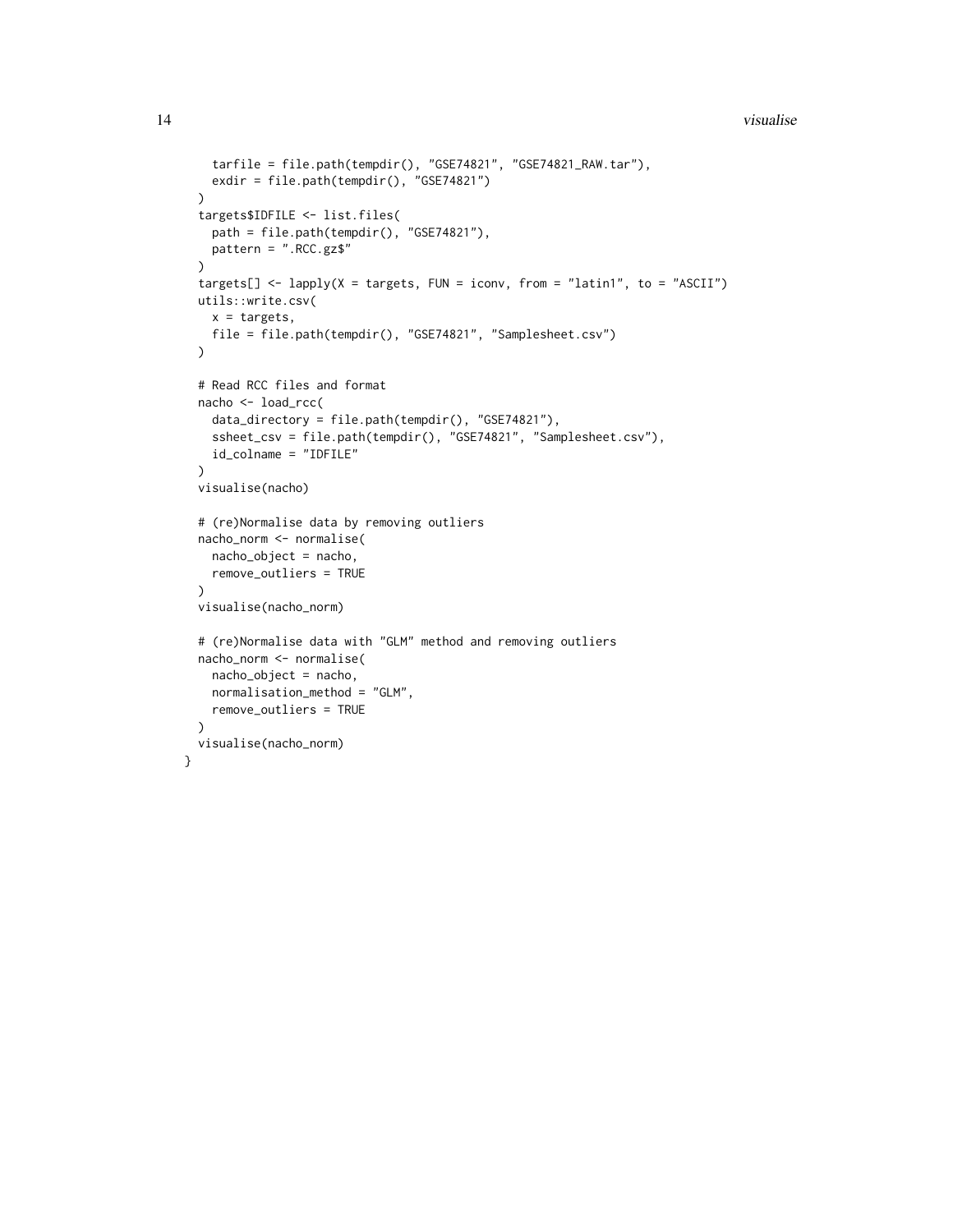```
    tarfile = file.path(tempdir(), "GSE74821", "GSE74821_RAW.tar"),
    exdir = file.path(tempdir(), "GSE74821")
  )
  targets$IDFILE <- list.files(
    path = file.path(tempdir(), "GSE74821"),
    pattern = ".RCC.gz$"
  )
  targets[] <- lapply(X = targets, FUN = iconv, from = "latin1", to = "ASCII")
  utils::write.csv(
    x = targets,
    file = file.path(tempdir(), "GSE74821", "Samplesheet.csv")
  )

  # Read RCC files and format
  nacho <- load_rcc(
    data_directory = file.path(tempdir(), "GSE74821"),
    ssheet_csv = file.path(tempdir(), "GSE74821", "Samplesheet.csv"),
    id_colname = "IDFILE"
  )
  visualise(nacho)

  # (re)Normalise data by removing outliers
  nacho_norm <- normalise(
    nacho_object = nacho,
    remove_outliers = TRUE
  )
  visualise(nacho_norm)

  # (re)Normalise data with "GLM" method and removing outliers
  nacho_norm <- normalise(
    nacho_object = nacho,
    normalisation_method = "GLM",
    remove_outliers = TRUE
  )
  visualise(nacho_norm)
}
```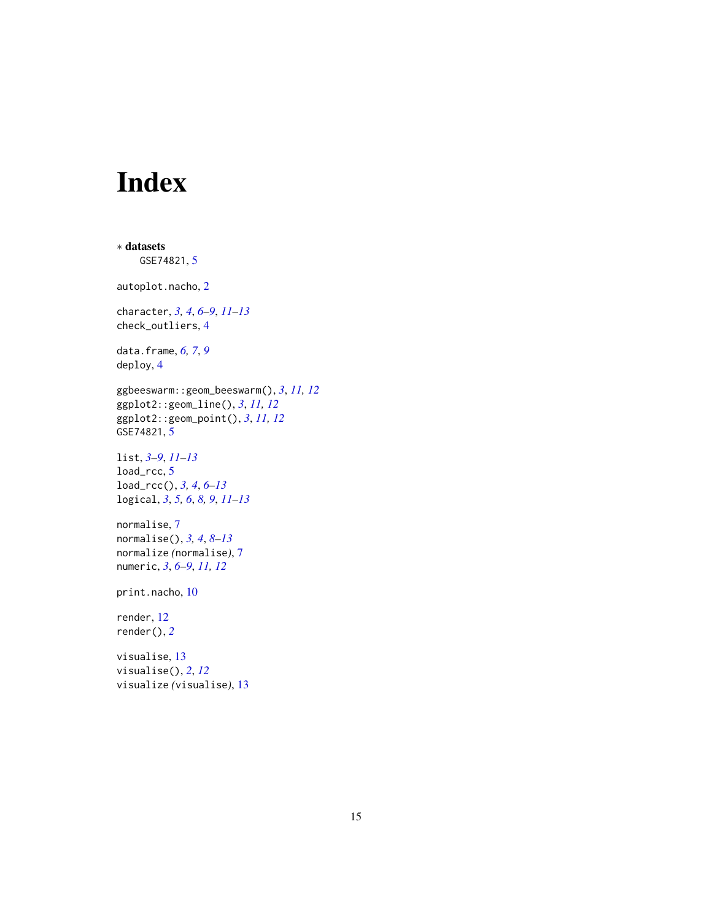# Index

∗ **datasets**

GSE74821, 5

autoplot.nacho, 2

character, *3, 4*, *6–9*, *11–13*
check_outliers, 4

data.frame, *6, 7*, *9*
deploy, 4

ggbeeswarm::geom_beeswarm(), *3*, *11, 12*
ggplot2::geom_line(), *3*, *11, 12*
ggplot2::geom_point(), *3*, *11, 12*
GSE74821, 5

list, *3–9*, *11–13*
load_rcc, 5
load_rcc(), *3, 4*, *6–13*
logical, *3*, *5, 6*, *8, 9*, *11–13*

normalise, 7
normalise(), *3, 4*, *8–13*
normalize *(*normalise*)*, 7
numeric, *3*, *6–9*, *11, 12*

print.nacho, 10

render, 12
render(), *2*

visualise, 13
visualise(), *2*, *12*
visualize *(*visualise*)*, 13